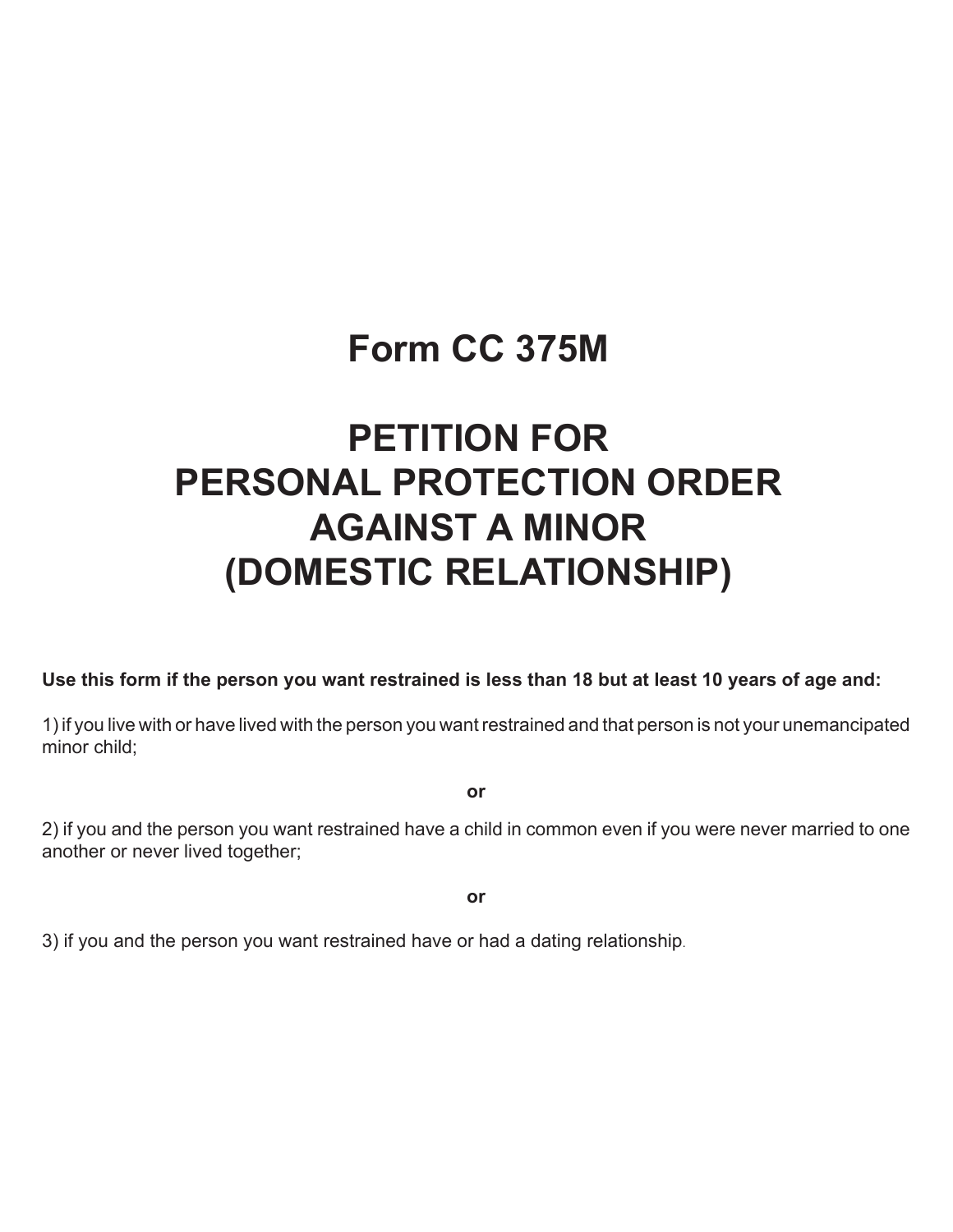# Form CC 375M

# PETITION FOR PERSONAL PROTECTION ORDER AGAINST A MINOR (DOMESTIC RELATIONSHIP)

**Use this form if the person you want restrained is less than 18 but at least 10 years of age and:**

1) if you live with or have lived with the person you want restrained and that person is not your unemancipated minor child;

**or**

2) if you and the person you want restrained have a child in common even if you were never married to one another or never lived together;

**or**

3) if you and the person you want restrained have or had a dating relationship.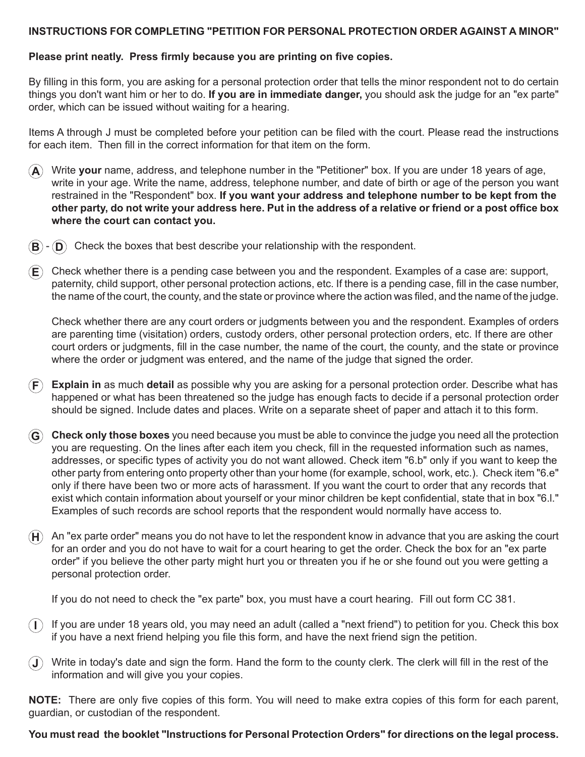## INSTRUCTIONS FOR COMPLETING "PETITION FOR PERSONAL PROTECTION ORDER AGAINST A MINOR"

**Please print neatly. Press firmly because you are printing on five copies.**

By filling in this form, you are asking for a personal protection order that tells the minor respondent not to do certain things you don't want him or her to do. **If you are in immediate danger,** you should ask the judge for an "ex parte" order, which can be issued without waiting for a hearing.

Items A through J must be completed before your petition can be filed with the court. Please read the instructions for each item. Then fill in the correct information for that item on the form.

**(A)** Write **your** name, address, and telephone number in the "Petitioner" box. If you are under 18 years of age, write in your age. Write the name, address, telephone number, and date of birth or age of the person you want restrained in the "Respondent" box. **If you want your address and telephone number to be kept from the other party, do not write your address here. Put in the address of a relative or friend or a post office box where the court can contact you.**

**(B) - (D)** Check the boxes that best describe your relationship with the respondent.

**(E)** Check whether there is a pending case between you and the respondent. Examples of a case are: support, paternity, child support, other personal protection actions, etc. If there is a pending case, fill in the case number, the name of the court, the county, and the state or province where the action was filed, and the name of the judge.

Check whether there are any court orders or judgments between you and the respondent. Examples of orders are parenting time (visitation) orders, custody orders, other personal protection orders, etc. If there are other court orders or judgments, fill in the case number, the name of the court, the county, and the state or province where the order or judgment was entered, and the name of the judge that signed the order.

**(F)** **Explain in** as much **detail** as possible why you are asking for a personal protection order. Describe what has happened or what has been threatened so the judge has enough facts to decide if a personal protection order should be signed. Include dates and places. Write on a separate sheet of paper and attach it to this form.

**(G)** **Check only those boxes** you need because you must be able to convince the judge you need all the protection you are requesting. On the lines after each item you check, fill in the requested information such as names, addresses, or specific types of activity you do not want allowed. Check item "6.b" only if you want to keep the other party from entering onto property other than your home (for example, school, work, etc.). Check item "6.e" only if there have been two or more acts of harassment. If you want the court to order that any records that exist which contain information about yourself or your minor children be kept confidential, state that in box "6.l." Examples of such records are school reports that the respondent would normally have access to.

**(H)** An "ex parte order" means you do not have to let the respondent know in advance that you are asking the court for an order and you do not have to wait for a court hearing to get the order. Check the box for an "ex parte order" if you believe the other party might hurt you or threaten you if he or she found out you were getting a personal protection order.

If you do not need to check the "ex parte" box, you must have a court hearing. Fill out form CC 381.

**(I)** If you are under 18 years old, you may need an adult (called a "next friend") to petition for you. Check this box if you have a next friend helping you file this form, and have the next friend sign the petition.

**(J)** Write in today's date and sign the form. Hand the form to the county clerk. The clerk will fill in the rest of the information and will give you your copies.

**NOTE:** There are only five copies of this form. You will need to make extra copies of this form for each parent, guardian, or custodian of the respondent.

**You must read the booklet "Instructions for Personal Protection Orders" for directions on the legal process.**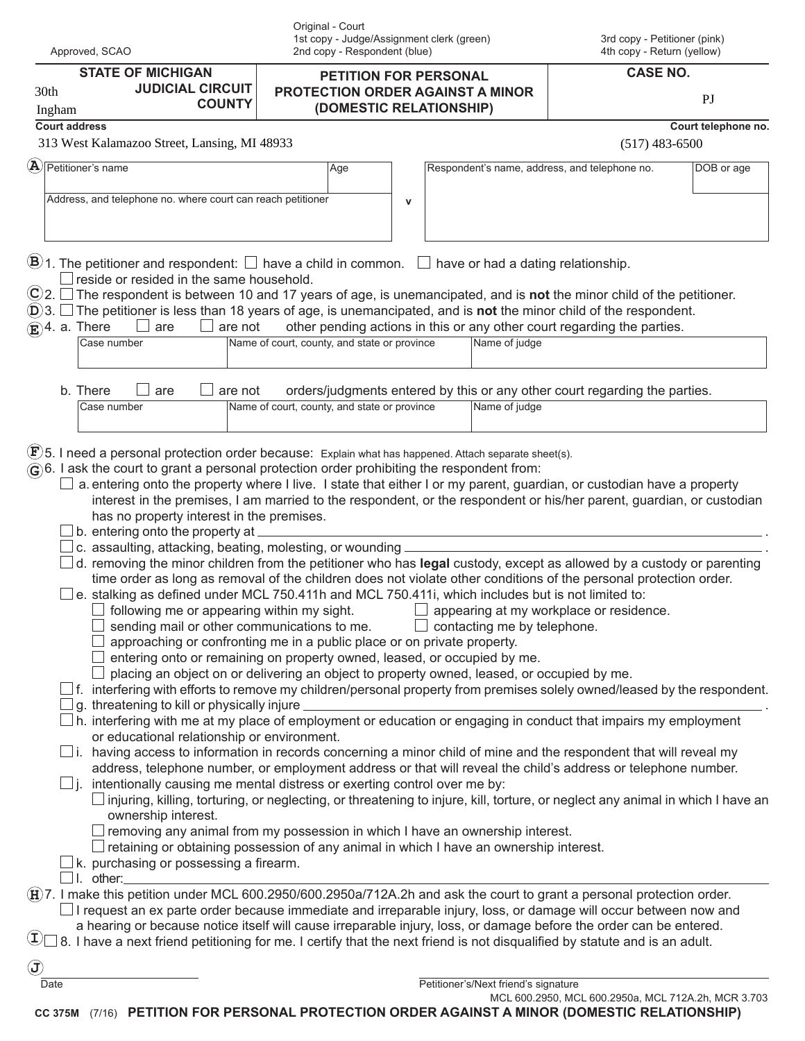Approved, SCAO

Original - Court
1st copy - Judge/Assignment clerk (green)
2nd copy - Respondent (blue)

3rd copy - Petitioner (pink)
4th copy - Return (yellow)

| STATE OF MICHIGAN 30th JUDICIAL CIRCUIT Ingham COUNTY | PETITION FOR PERSONAL PROTECTION ORDER AGAINST A MINOR (DOMESTIC RELATIONSHIP) | CASE NO. PJ |
|---|---|---|

Court address: 313 West Kalamazoo Street, Lansing, MI 48933

Court telephone no.: (517) 483-6500

**A**

| Petitioner's name | Age | | Respondent's name, address, and telephone no. | DOB or age |
|---|---|---|---|---|
| Address, and telephone no. where court can reach petitioner | | v | | |

**B** 1. The petitioner and respondent: ☐ have a child in common. ☐ have or had a dating relationship.
☐ reside or resided in the same household.

**C** 2. ☐ The respondent is between 10 and 17 years of age, is unemancipated, and is **not** the minor child of the petitioner.

**D** 3. ☐ The petitioner is less than 18 years of age, is unemancipated, and is **not** the minor child of the respondent.

**E** 4. a. There ☐ are ☐ are not other pending actions in this or any other court regarding the parties.

| Case number | Name of court, county, and state or province | Name of judge |
|---|---|---|
| | | |

b. There ☐ are ☐ are not orders/judgments entered by this or any other court regarding the parties.

| Case number | Name of court, county, and state or province | Name of judge |
|---|---|---|
| | | |

**F** 5. I need a personal protection order because: Explain what has happened. Attach separate sheet(s).

**G** 6. I ask the court to grant a personal protection order prohibiting the respondent from:

- ☐ a. entering onto the property where I live. I state that either I or my parent, guardian, or custodian have a property interest in the premises, I am married to the respondent, or the respondent or his/her parent, guardian, or custodian has no property interest in the premises.
- ☐ b. entering onto the property at ______________________.
- ☐ c. assaulting, attacking, beating, molesting, or wounding ______________________.
- ☐ d. removing the minor children from the petitioner who has **legal** custody, except as allowed by a custody or parenting time order as long as removal of the children does not violate other conditions of the personal protection order.
- ☐ e. stalking as defined under MCL 750.411h and MCL 750.411i, which includes but is not limited to:
  - ☐ following me or appearing within my sight.
  - ☐ appearing at my workplace or residence.
  - ☐ sending mail or other communications to me.
  - ☐ contacting me by telephone.
  - ☐ approaching or confronting me in a public place or on private property.
  - ☐ entering onto or remaining on property owned, leased, or occupied by me.
  - ☐ placing an object on or delivering an object to property owned, leased, or occupied by me.
- ☐ f. interfering with efforts to remove my children/personal property from premises solely owned/leased by the respondent.
- ☐ g. threatening to kill or physically injure ______________________.
- ☐ h. interfering with me at my place of employment or education or engaging in conduct that impairs my employment or educational relationship or environment.
- ☐ i. having access to information in records concerning a minor child of mine and the respondent that will reveal my address, telephone number, or employment address or that will reveal the child's address or telephone number.
- ☐ j. intentionally causing me mental distress or exerting control over me by:
  - ☐ injuring, killing, torturing, or neglecting, or threatening to injure, kill, torture, or neglect any animal in which I have an ownership interest.
  - ☐ removing any animal from my possession in which I have an ownership interest.
  - ☐ retaining or obtaining possession of any animal in which I have an ownership interest.
- ☐ k. purchasing or possessing a firearm.
- ☐ l. other: ______________________

**H** 7. I make this petition under MCL 600.2950/600.2950a/712A.2h and ask the court to grant a personal protection order.
☐ I request an ex parte order because immediate and irreparable injury, loss, or damage will occur between now and a hearing or because notice itself will cause irreparable injury, loss, or damage before the order can be entered.

**I** ☐ 8. I have a next friend petitioning for me. I certify that the next friend is not disqualified by statute and is an adult.

**J**

______________________ Date

______________________ Petitioner's/Next friend's signature

MCL 600.2950, MCL 600.2950a, MCL 712A.2h, MCR 3.703

CC 375M (7/16) **PETITION FOR PERSONAL PROTECTION ORDER AGAINST A MINOR (DOMESTIC RELATIONSHIP)**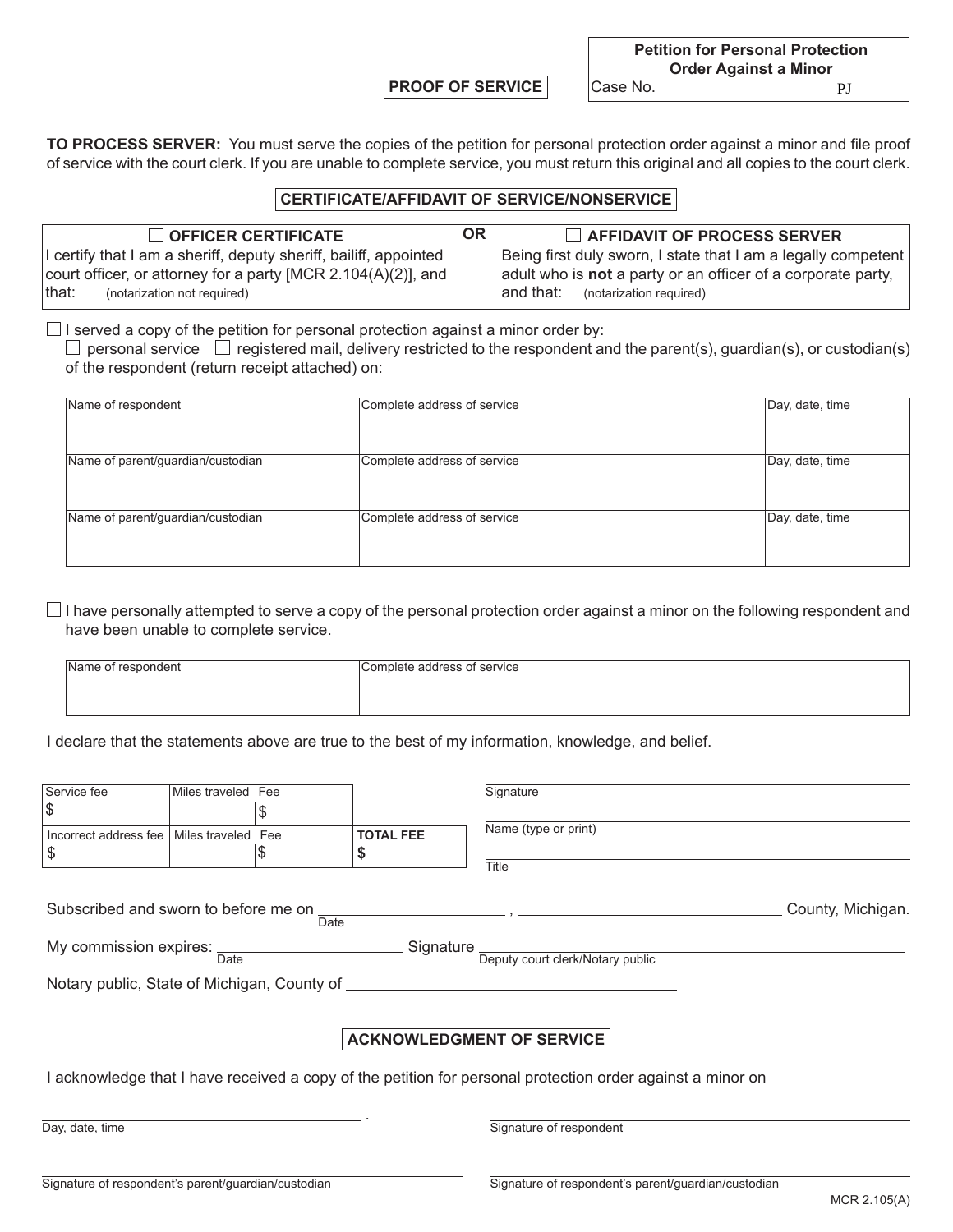**PROOF OF SERVICE**

| Petition for Personal Protection Order Against a Minor |
| --- |
| Case No. PJ |

**TO PROCESS SERVER:** You must serve the copies of the petition for personal protection order against a minor and file proof of service with the court clerk. If you are unable to complete service, you must return this original and all copies to the court clerk.

## CERTIFICATE/AFFIDAVIT OF SERVICE/NONSERVICE

☐ **OFFICER CERTIFICATE**
I certify that I am a sheriff, deputy sheriff, bailiff, appointed court officer, or attorney for a party [MCR 2.104(A)(2)], and that: (notarization not required)

**OR**

☐ **AFFIDAVIT OF PROCESS SERVER**
Being first duly sworn, I state that I am a legally competent adult who is **not** a party or an officer of a corporate party, and that: (notarization required)

☐ I served a copy of the petition for personal protection against a minor order by:
☐ personal service ☐ registered mail, delivery restricted to the respondent and the parent(s), guardian(s), or custodian(s) of the respondent (return receipt attached) on:

| Name of respondent | Complete address of service | Day, date, time |
| --- | --- | --- |
| Name of parent/guardian/custodian | Complete address of service | Day, date, time |
| Name of parent/guardian/custodian | Complete address of service | Day, date, time |

☐ I have personally attempted to serve a copy of the personal protection order against a minor on the following respondent and have been unable to complete service.

| Name of respondent | Complete address of service |
| --- | --- |
| | |

I declare that the statements above are true to the best of my information, knowledge, and belief.

| Service fee | Miles traveled | Fee | |
| --- | --- | --- | --- |
| $ | | $ | |
| Incorrect address fee | Miles traveled | Fee | TOTAL FEE |
| $ | | $ | $ |

Signature

Name (type or print)

Title

Subscribed and sworn to before me on \_\_\_\_\_\_\_\_\_\_\_\_ (Date), \_\_\_\_\_\_\_\_\_\_\_\_ County, Michigan.

My commission expires: \_\_\_\_\_\_\_\_\_\_\_\_ (Date) Signature \_\_\_\_\_\_\_\_\_\_\_\_ (Deputy court clerk/Notary public)

Notary public, State of Michigan, County of \_\_\_\_\_\_\_\_\_\_\_\_

## ACKNOWLEDGMENT OF SERVICE

I acknowledge that I have received a copy of the petition for personal protection order against a minor on

\_\_\_\_\_\_\_\_\_\_\_\_ .
Day, date, time

\_\_\_\_\_\_\_\_\_\_\_\_
Signature of respondent

\_\_\_\_\_\_\_\_\_\_\_\_
Signature of respondent's parent/guardian/custodian

\_\_\_\_\_\_\_\_\_\_\_\_
Signature of respondent's parent/guardian/custodian

MCR 2.105(A)